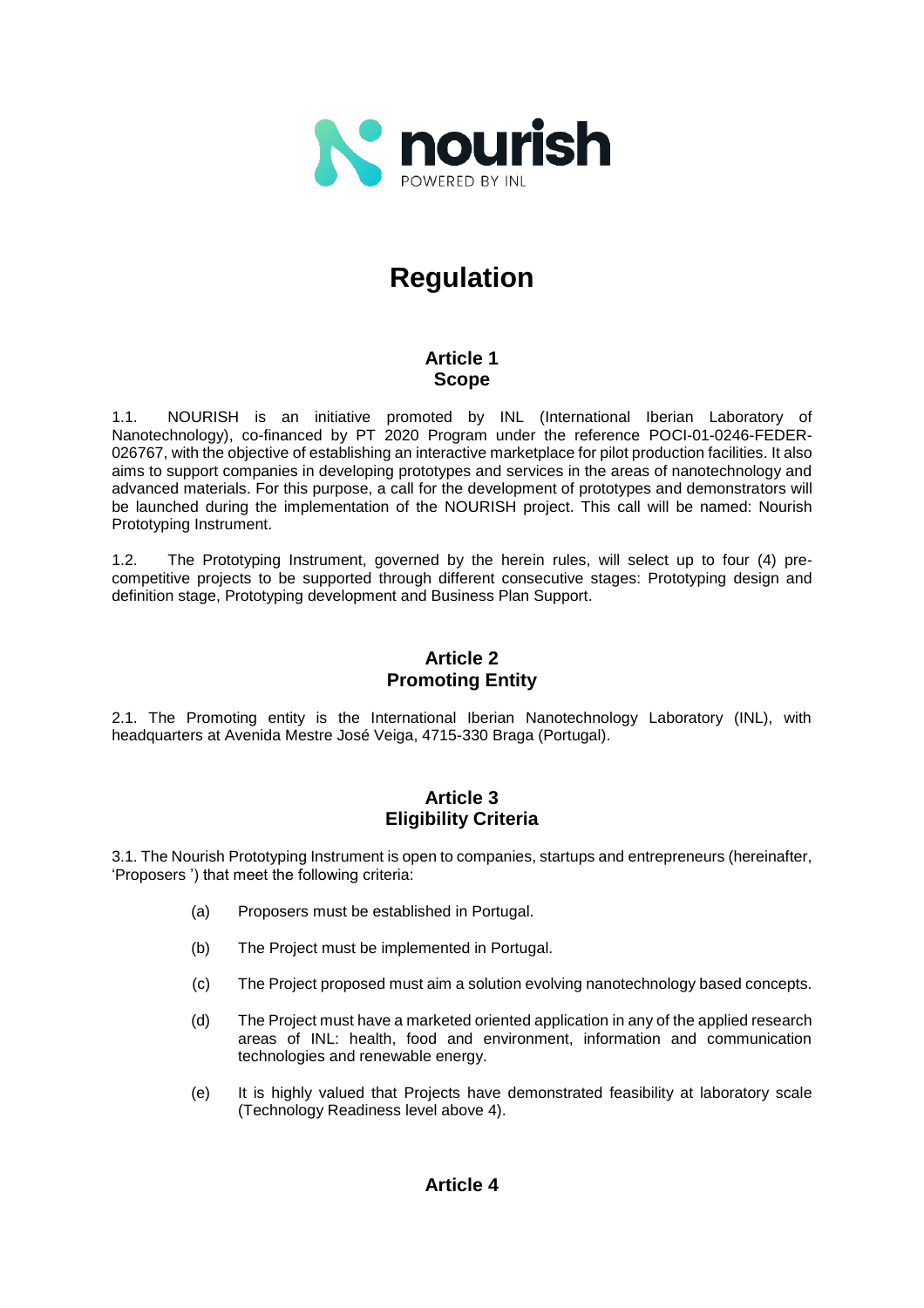nourish

POWERED BY INL

# Regulation

## Article 1
## Scope

1.1. NOURISH is an initiative promoted by INL (International Iberian Laboratory of Nanotechnology), co-financed by PT 2020 Program under the reference POCI-01-0246-FEDER-026767, with the objective of establishing an interactive marketplace for pilot production facilities. It also aims to support companies in developing prototypes and services in the areas of nanotechnology and advanced materials. For this purpose, a call for the development of prototypes and demonstrators will be launched during the implementation of the NOURISH project. This call will be named: Nourish Prototyping Instrument.

1.2. The Prototyping Instrument, governed by the herein rules, will select up to four (4) pre-competitive projects to be supported through different consecutive stages: Prototyping design and definition stage, Prototyping development and Business Plan Support.

## Article 2
## Promoting Entity

2.1. The Promoting entity is the International Iberian Nanotechnology Laboratory (INL), with headquarters at Avenida Mestre José Veiga, 4715-330 Braga (Portugal).

## Article 3
## Eligibility Criteria

3.1. The Nourish Prototyping Instrument is open to companies, startups and entrepreneurs (hereinafter, 'Proposers ') that meet the following criteria:

(a) Proposers must be established in Portugal.

(b) The Project must be implemented in Portugal.

(c) The Project proposed must aim a solution evolving nanotechnology based concepts.

(d) The Project must have a marketed oriented application in any of the applied research areas of INL: health, food and environment, information and communication technologies and renewable energy.

(e) It is highly valued that Projects have demonstrated feasibility at laboratory scale (Technology Readiness level above 4).

## Article 4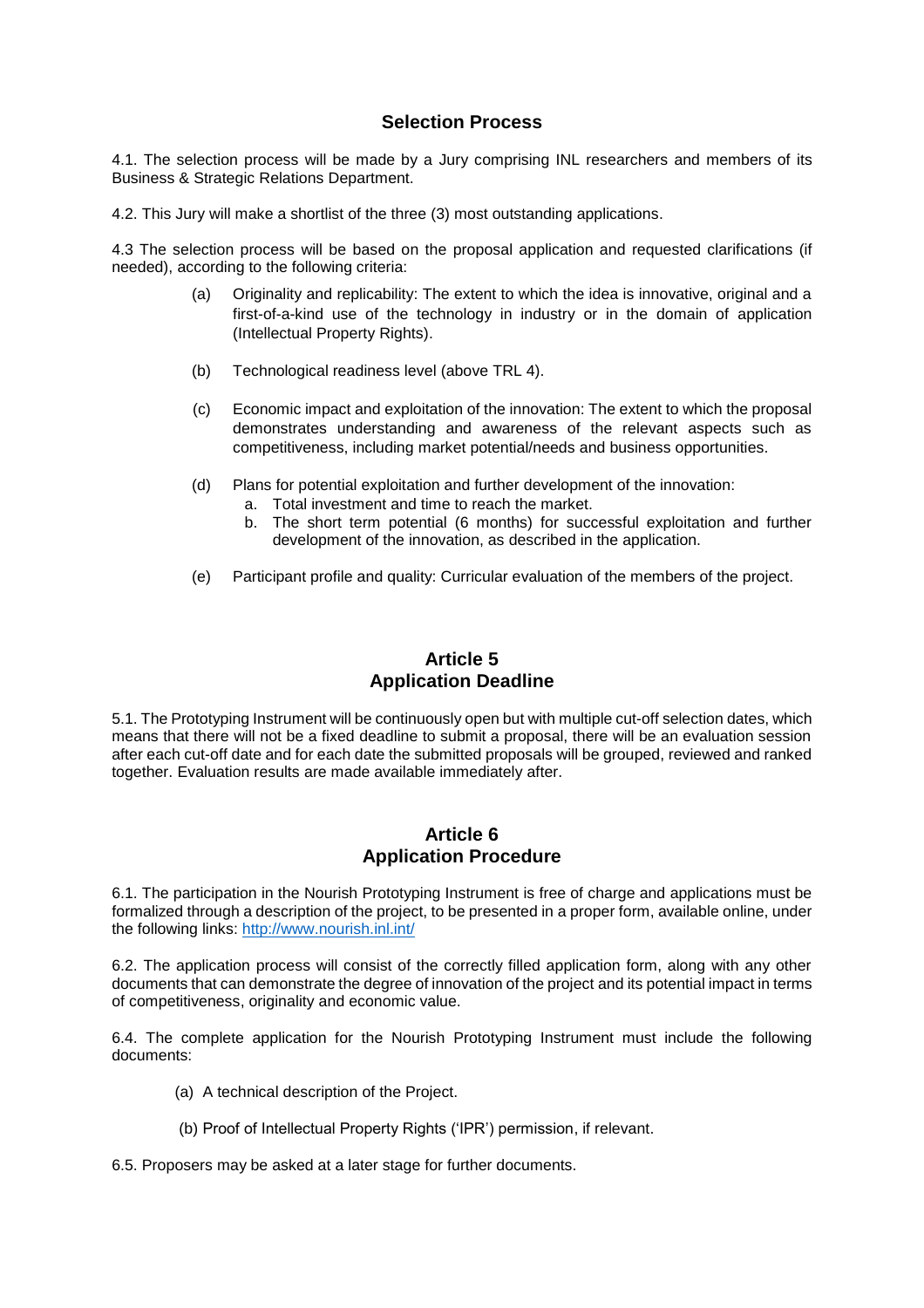## Selection Process

4.1. The selection process will be made by a Jury comprising INL researchers and members of its Business & Strategic Relations Department.

4.2. This Jury will make a shortlist of the three (3) most outstanding applications.

4.3 The selection process will be based on the proposal application and requested clarifications (if needed), according to the following criteria:

(a) Originality and replicability: The extent to which the idea is innovative, original and a first-of-a-kind use of the technology in industry or in the domain of application (Intellectual Property Rights).

(b) Technological readiness level (above TRL 4).

(c) Economic impact and exploitation of the innovation: The extent to which the proposal demonstrates understanding and awareness of the relevant aspects such as competitiveness, including market potential/needs and business opportunities.

(d) Plans for potential exploitation and further development of the innovation:
   a. Total investment and time to reach the market.
   b. The short term potential (6 months) for successful exploitation and further development of the innovation, as described in the application.

(e) Participant profile and quality: Curricular evaluation of the members of the project.

## Article 5
## Application Deadline

5.1. The Prototyping Instrument will be continuously open but with multiple cut-off selection dates, which means that there will not be a fixed deadline to submit a proposal, there will be an evaluation session after each cut-off date and for each date the submitted proposals will be grouped, reviewed and ranked together. Evaluation results are made available immediately after.

## Article 6
## Application Procedure

6.1. The participation in the Nourish Prototyping Instrument is free of charge and applications must be formalized through a description of the project, to be presented in a proper form, available online, under the following links: [http://www.nourish.inl.int/](http://www.nourish.inl.int/)

6.2. The application process will consist of the correctly filled application form, along with any other documents that can demonstrate the degree of innovation of the project and its potential impact in terms of competitiveness, originality and economic value.

6.4. The complete application for the Nourish Prototyping Instrument must include the following documents:

(a) A technical description of the Project.

(b) Proof of Intellectual Property Rights ('IPR') permission, if relevant.

6.5. Proposers may be asked at a later stage for further documents.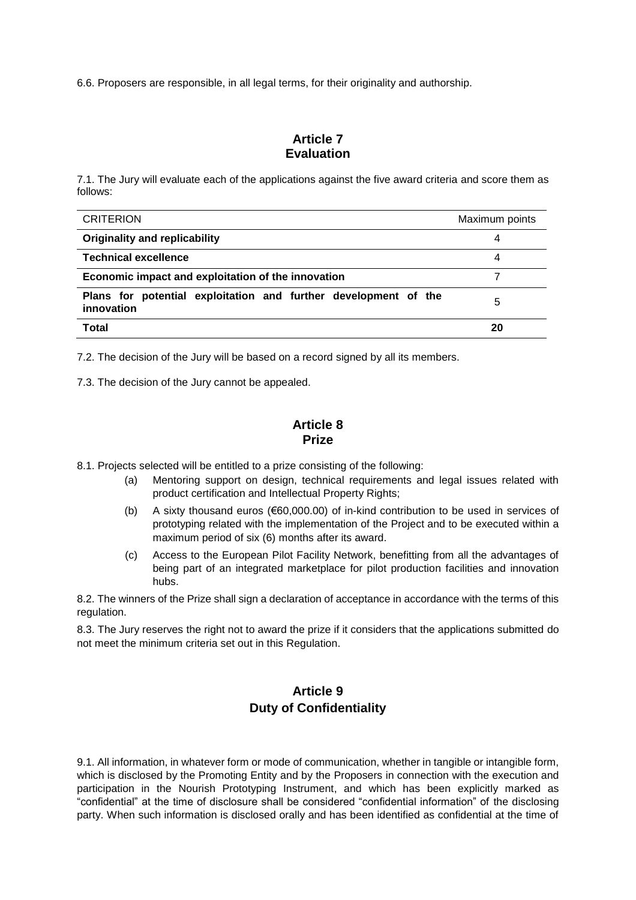6.6. Proposers are responsible, in all legal terms, for their originality and authorship.

## Article 7
## Evaluation

7.1. The Jury will evaluate each of the applications against the five award criteria and score them as follows:

| CRITERION | Maximum points |
|---|---|
| **Originality and replicability** | 4 |
| **Technical excellence** | 4 |
| **Economic impact and exploitation of the innovation** | 7 |
| **Plans for potential exploitation and further development of the innovation** | 5 |
| **Total** | **20** |

7.2. The decision of the Jury will be based on a record signed by all its members.

7.3. The decision of the Jury cannot be appealed.

## Article 8
## Prize

8.1. Projects selected will be entitled to a prize consisting of the following:

(a) Mentoring support on design, technical requirements and legal issues related with product certification and Intellectual Property Rights;

(b) A sixty thousand euros (€60,000.00) of in-kind contribution to be used in services of prototyping related with the implementation of the Project and to be executed within a maximum period of six (6) months after its award.

(c) Access to the European Pilot Facility Network, benefitting from all the advantages of being part of an integrated marketplace for pilot production facilities and innovation hubs.

8.2. The winners of the Prize shall sign a declaration of acceptance in accordance with the terms of this regulation.

8.3. The Jury reserves the right not to award the prize if it considers that the applications submitted do not meet the minimum criteria set out in this Regulation.

## Article 9
## Duty of Confidentiality

9.1. All information, in whatever form or mode of communication, whether in tangible or intangible form, which is disclosed by the Promoting Entity and by the Proposers in connection with the execution and participation in the Nourish Prototyping Instrument, and which has been explicitly marked as "confidential" at the time of disclosure shall be considered "confidential information" of the disclosing party. When such information is disclosed orally and has been identified as confidential at the time of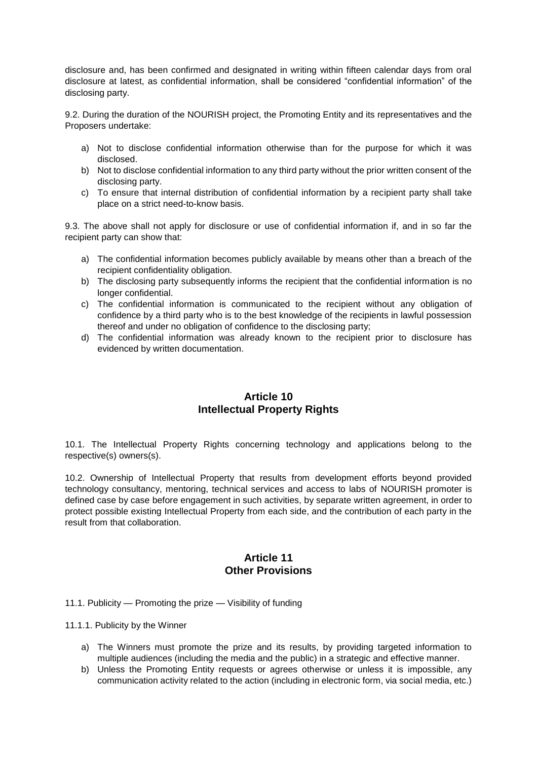disclosure and, has been confirmed and designated in writing within fifteen calendar days from oral disclosure at latest, as confidential information, shall be considered "confidential information" of the disclosing party.

9.2. During the duration of the NOURISH project, the Promoting Entity and its representatives and the Proposers undertake:

a) Not to disclose confidential information otherwise than for the purpose for which it was disclosed.
b) Not to disclose confidential information to any third party without the prior written consent of the disclosing party.
c) To ensure that internal distribution of confidential information by a recipient party shall take place on a strict need-to-know basis.

9.3. The above shall not apply for disclosure or use of confidential information if, and in so far the recipient party can show that:

a) The confidential information becomes publicly available by means other than a breach of the recipient confidentiality obligation.
b) The disclosing party subsequently informs the recipient that the confidential information is no longer confidential.
c) The confidential information is communicated to the recipient without any obligation of confidence by a third party who is to the best knowledge of the recipients in lawful possession thereof and under no obligation of confidence to the disclosing party;
d) The confidential information was already known to the recipient prior to disclosure has evidenced by written documentation.

## Article 10
## Intellectual Property Rights

10.1. The Intellectual Property Rights concerning technology and applications belong to the respective(s) owners(s).

10.2. Ownership of Intellectual Property that results from development efforts beyond provided technology consultancy, mentoring, technical services and access to labs of NOURISH promoter is defined case by case before engagement in such activities, by separate written agreement, in order to protect possible existing Intellectual Property from each side, and the contribution of each party in the result from that collaboration.

## Article 11
## Other Provisions

11.1. Publicity — Promoting the prize — Visibility of funding

11.1.1. Publicity by the Winner

a) The Winners must promote the prize and its results, by providing targeted information to multiple audiences (including the media and the public) in a strategic and effective manner.
b) Unless the Promoting Entity requests or agrees otherwise or unless it is impossible, any communication activity related to the action (including in electronic form, via social media, etc.)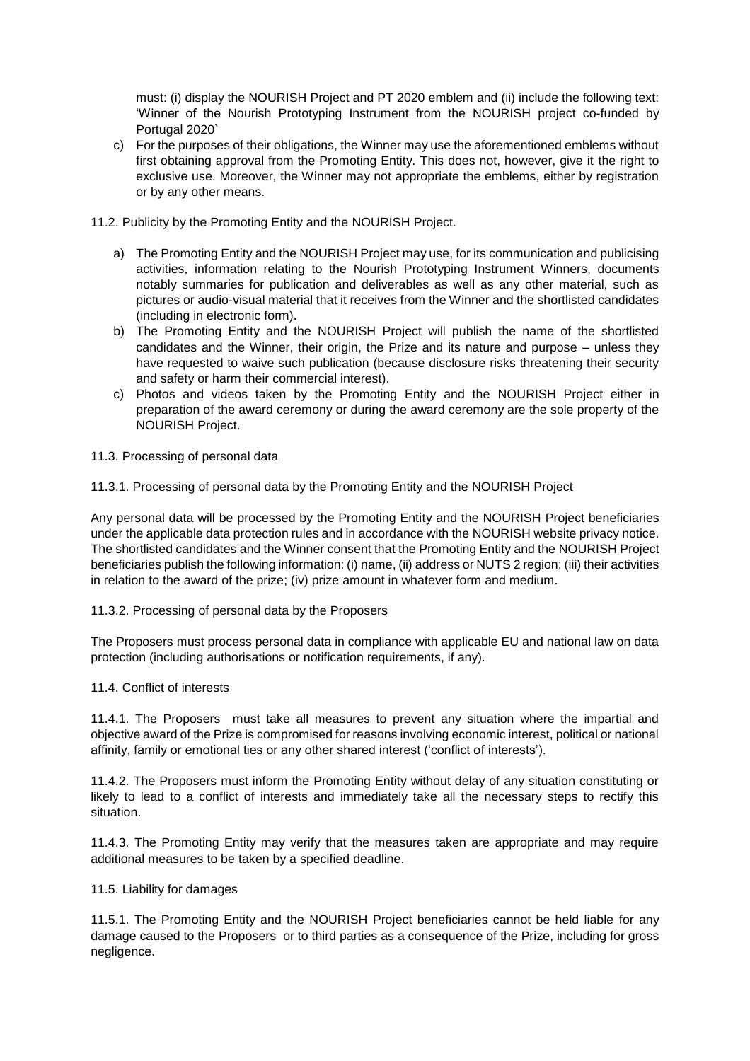must: (i) display the NOURISH Project and PT 2020 emblem and (ii) include the following text: 'Winner of the Nourish Prototyping Instrument from the NOURISH project co-funded by Portugal 2020`

c) For the purposes of their obligations, the Winner may use the aforementioned emblems without first obtaining approval from the Promoting Entity. This does not, however, give it the right to exclusive use. Moreover, the Winner may not appropriate the emblems, either by registration or by any other means.

11.2. Publicity by the Promoting Entity and the NOURISH Project.

a) The Promoting Entity and the NOURISH Project may use, for its communication and publicising activities, information relating to the Nourish Prototyping Instrument Winners, documents notably summaries for publication and deliverables as well as any other material, such as pictures or audio-visual material that it receives from the Winner and the shortlisted candidates (including in electronic form).

b) The Promoting Entity and the NOURISH Project will publish the name of the shortlisted candidates and the Winner, their origin, the Prize and its nature and purpose – unless they have requested to waive such publication (because disclosure risks threatening their security and safety or harm their commercial interest).

c) Photos and videos taken by the Promoting Entity and the NOURISH Project either in preparation of the award ceremony or during the award ceremony are the sole property of the NOURISH Project.

11.3. Processing of personal data

11.3.1. Processing of personal data by the Promoting Entity and the NOURISH Project

Any personal data will be processed by the Promoting Entity and the NOURISH Project beneficiaries under the applicable data protection rules and in accordance with the NOURISH website privacy notice. The shortlisted candidates and the Winner consent that the Promoting Entity and the NOURISH Project beneficiaries publish the following information: (i) name, (ii) address or NUTS 2 region; (iii) their activities in relation to the award of the prize; (iv) prize amount in whatever form and medium.

11.3.2. Processing of personal data by the Proposers

The Proposers must process personal data in compliance with applicable EU and national law on data protection (including authorisations or notification requirements, if any).

11.4. Conflict of interests

11.4.1. The Proposers must take all measures to prevent any situation where the impartial and objective award of the Prize is compromised for reasons involving economic interest, political or national affinity, family or emotional ties or any other shared interest ('conflict of interests').

11.4.2. The Proposers must inform the Promoting Entity without delay of any situation constituting or likely to lead to a conflict of interests and immediately take all the necessary steps to rectify this situation.

11.4.3. The Promoting Entity may verify that the measures taken are appropriate and may require additional measures to be taken by a specified deadline.

11.5. Liability for damages

11.5.1. The Promoting Entity and the NOURISH Project beneficiaries cannot be held liable for any damage caused to the Proposers or to third parties as a consequence of the Prize, including for gross negligence.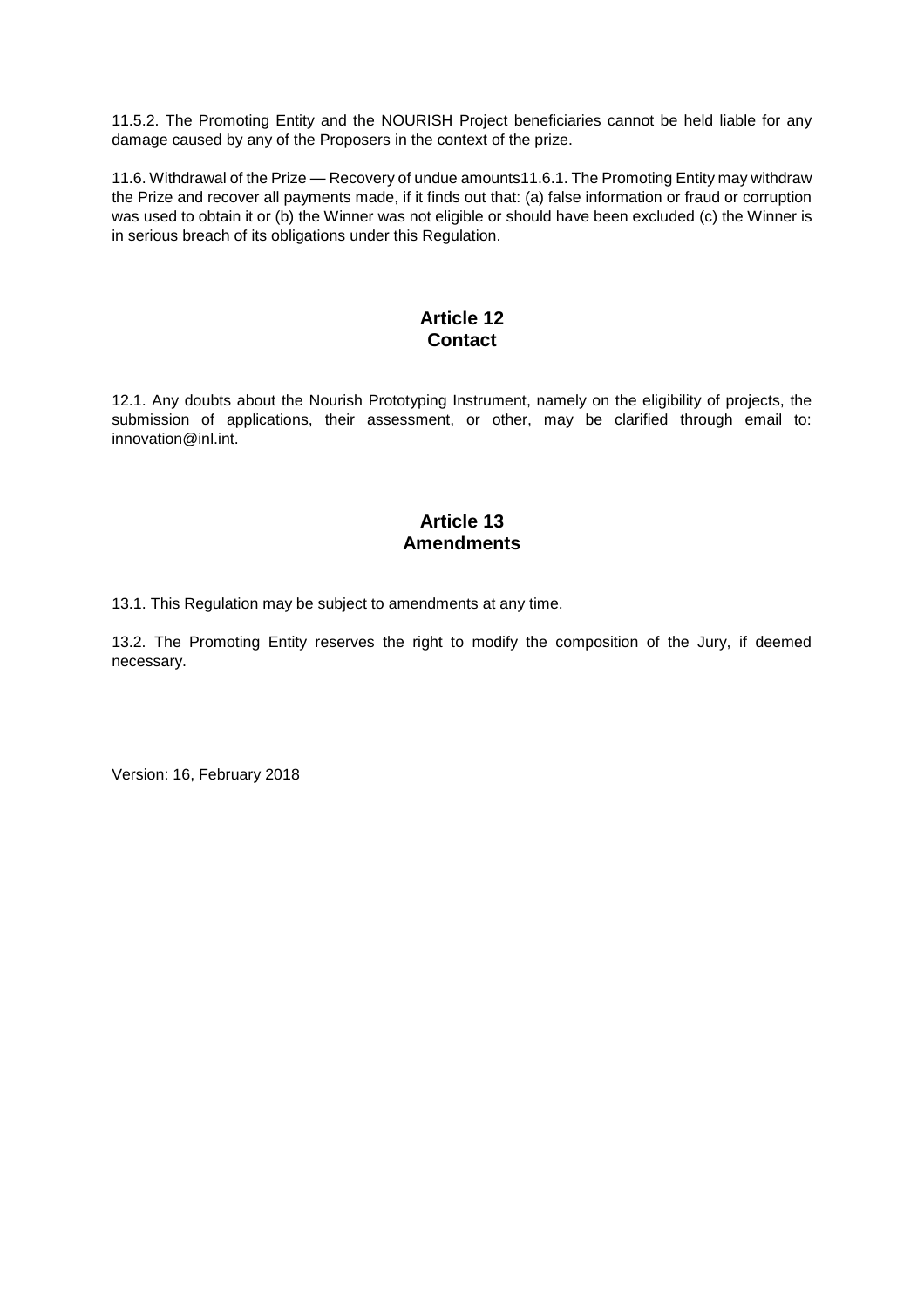11.5.2. The Promoting Entity and the NOURISH Project beneficiaries cannot be held liable for any damage caused by any of the Proposers in the context of the prize.

11.6. Withdrawal of the Prize — Recovery of undue amounts11.6.1. The Promoting Entity may withdraw the Prize and recover all payments made, if it finds out that: (a) false information or fraud or corruption was used to obtain it or (b) the Winner was not eligible or should have been excluded (c) the Winner is in serious breach of its obligations under this Regulation.

## Article 12
## Contact

12.1. Any doubts about the Nourish Prototyping Instrument, namely on the eligibility of projects, the submission of applications, their assessment, or other, may be clarified through email to: innovation@inl.int.

## Article 13
## Amendments

13.1. This Regulation may be subject to amendments at any time.

13.2. The Promoting Entity reserves the right to modify the composition of the Jury, if deemed necessary.

Version: 16, February 2018